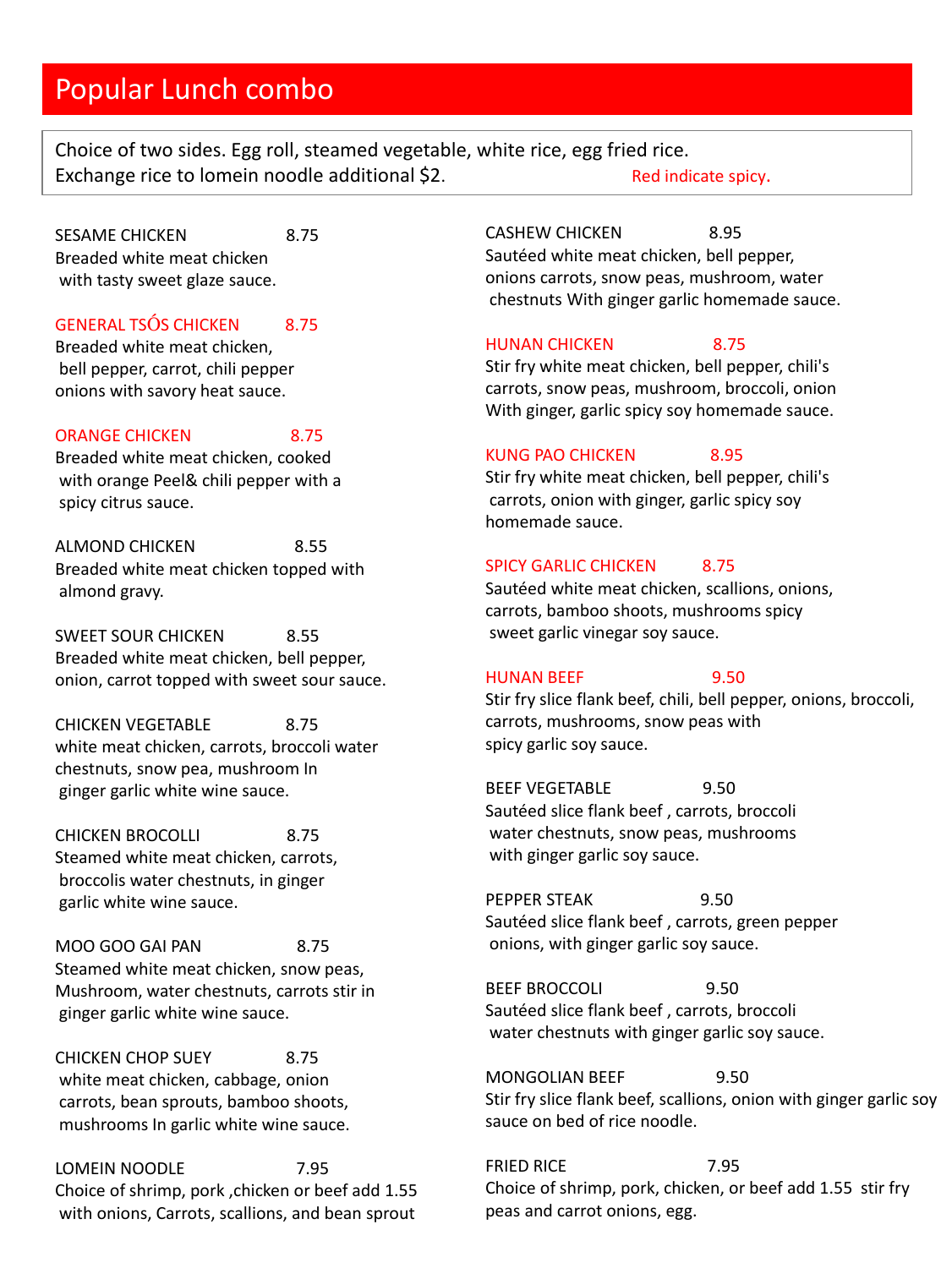# Popular Lunch combo

Choice of two sides. Egg roll, steamed vegetable, white rice, egg fried rice.
Exchange rice to lomein noodle additional $2. Red indicate spicy.

**SESAME CHICKEN** 8.75
Breaded white meat chicken with tasty sweet glaze sauce.

**GENERAL TSÓS CHICKEN** 8.75
Breaded white meat chicken, bell pepper, carrot, chili pepper onions with savory heat sauce.

**ORANGE CHICKEN** 8.75
Breaded white meat chicken, cooked with orange Peel& chili pepper with a spicy citrus sauce.

**ALMOND CHICKEN** 8.55
Breaded white meat chicken topped with almond gravy.

**SWEET SOUR CHICKEN** 8.55
Breaded white meat chicken, bell pepper, onion, carrot topped with sweet sour sauce.

**CHICKEN VEGETABLE** 8.75
white meat chicken, carrots, broccoli water chestnuts, snow pea, mushroom In ginger garlic white wine sauce.

**CHICKEN BROCOLLI** 8.75
Steamed white meat chicken, carrots, broccolis water chestnuts, in ginger garlic white wine sauce.

**MOO GOO GAI PAN** 8.75
Steamed white meat chicken, snow peas, Mushroom, water chestnuts, carrots stir in ginger garlic white wine sauce.

**CHICKEN CHOP SUEY** 8.75
white meat chicken, cabbage, onion carrots, bean sprouts, bamboo shoots, mushrooms In garlic white wine sauce.

**LOMEIN NOODLE** 7.95
Choice of shrimp, pork ,chicken or beef add 1.55 with onions, Carrots, scallions, and bean sprout

**CASHEW CHICKEN** 8.95
Sautéed white meat chicken, bell pepper, onions carrots, snow peas, mushroom, water chestnuts With ginger garlic homemade sauce.

**HUNAN CHICKEN** 8.75
Stir fry white meat chicken, bell pepper, chili's carrots, snow peas, mushroom, broccoli, onion With ginger, garlic spicy soy homemade sauce.

**KUNG PAO CHICKEN** 8.95
Stir fry white meat chicken, bell pepper, chili's carrots, onion with ginger, garlic spicy soy homemade sauce.

**SPICY GARLIC CHICKEN** 8.75
Sautéed white meat chicken, scallions, onions, carrots, bamboo shoots, mushrooms spicy sweet garlic vinegar soy sauce.

**HUNAN BEEF** 9.50
Stir fry slice flank beef, chili, bell pepper, onions, broccoli, carrots, mushrooms, snow peas with spicy garlic soy sauce.

**BEEF VEGETABLE** 9.50
Sautéed slice flank beef , carrots, broccoli water chestnuts, snow peas, mushrooms with ginger garlic soy sauce.

**PEPPER STEAK** 9.50
Sautéed slice flank beef , carrots, green pepper onions, with ginger garlic soy sauce.

**BEEF BROCCOLI** 9.50
Sautéed slice flank beef , carrots, broccoli water chestnuts with ginger garlic soy sauce.

**MONGOLIAN BEEF** 9.50
Stir fry slice flank beef, scallions, onion with ginger garlic soy sauce on bed of rice noodle.

**FRIED RICE** 7.95
Choice of shrimp, pork, chicken, or beef add 1.55 stir fry peas and carrot onions, egg.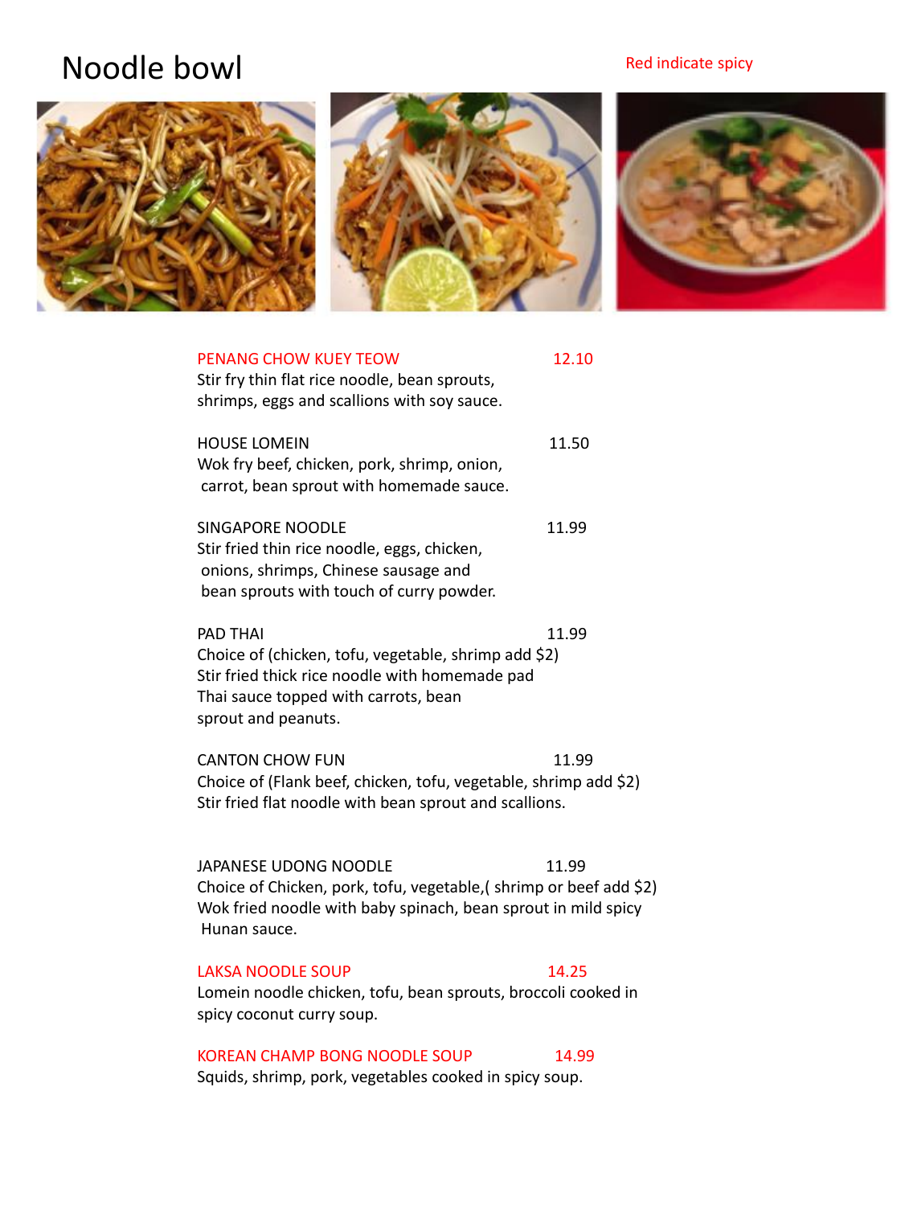# Noodle bowl

Red indicate spicy

**PENANG CHOW KUEY TEOW** 12.10
Stir fry thin flat rice noodle, bean sprouts, shrimps, eggs and scallions with soy sauce.

**HOUSE LOMEIN** 11.50
Wok fry beef, chicken, pork, shrimp, onion, carrot, bean sprout with homemade sauce.

**SINGAPORE NOODLE** 11.99
Stir fried thin rice noodle, eggs, chicken, onions, shrimps, Chinese sausage and bean sprouts with touch of curry powder.

**PAD THAI** 11.99
Choice of (chicken, tofu, vegetable, shrimp add $2)
Stir fried thick rice noodle with homemade pad Thai sauce topped with carrots, bean sprout and peanuts.

**CANTON CHOW FUN** 11.99
Choice of (Flank beef, chicken, tofu, vegetable, shrimp add $2)
Stir fried flat noodle with bean sprout and scallions.

**JAPANESE UDONG NOODLE** 11.99
Choice of Chicken, pork, tofu, vegetable,( shrimp or beef add $2)
Wok fried noodle with baby spinach, bean sprout in mild spicy Hunan sauce.

**LAKSA NOODLE SOUP** 14.25
Lomein noodle chicken, tofu, bean sprouts, broccoli cooked in spicy coconut curry soup.

**KOREAN CHAMP BONG NOODLE SOUP** 14.99
Squids, shrimp, pork, vegetables cooked in spicy soup.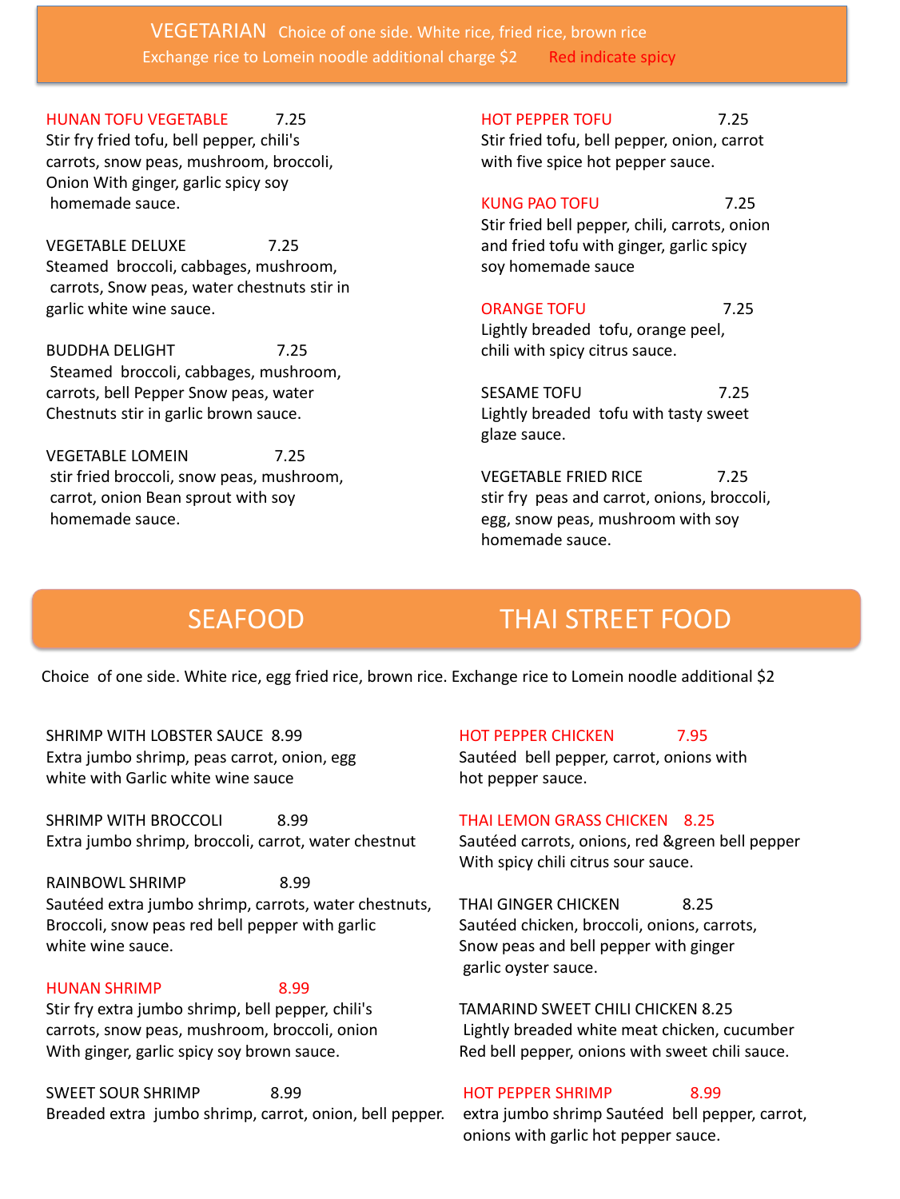## VEGETARIAN

Choice of one side. White rice, fried rice, brown rice
Exchange rice to Lomein noodle additional charge $2    Red indicate spicy

**HUNAN TOFU VEGETABLE** 7.25
Stir fry fried tofu, bell pepper, chili's carrots, snow peas, mushroom, broccoli, Onion With ginger, garlic spicy soy homemade sauce.

**VEGETABLE DELUXE** 7.25
Steamed broccoli, cabbages, mushroom, carrots, Snow peas, water chestnuts stir in garlic white wine sauce.

**BUDDHA DELIGHT** 7.25
Steamed broccoli, cabbages, mushroom, carrots, bell Pepper Snow peas, water Chestnuts stir in garlic brown sauce.

**VEGETABLE LOMEIN** 7.25
stir fried broccoli, snow peas, mushroom, carrot, onion Bean sprout with soy homemade sauce.

**HOT PEPPER TOFU** 7.25
Stir fried tofu, bell pepper, onion, carrot with five spice hot pepper sauce.

**KUNG PAO TOFU** 7.25
Stir fried bell pepper, chili, carrots, onion and fried tofu with ginger, garlic spicy soy homemade sauce

**ORANGE TOFU** 7.25
Lightly breaded tofu, orange peel, chili with spicy citrus sauce.

**SESAME TOFU** 7.25
Lightly breaded tofu with tasty sweet glaze sauce.

**VEGETABLE FRIED RICE** 7.25
stir fry peas and carrot, onions, broccoli, egg, snow peas, mushroom with soy homemade sauce.

## SEAFOOD

## THAI STREET FOOD

Choice of one side. White rice, egg fried rice, brown rice. Exchange rice to Lomein noodle additional $2

**SHRIMP WITH LOBSTER SAUCE** 8.99
Extra jumbo shrimp, peas carrot, onion, egg white with Garlic white wine sauce

**SHRIMP WITH BROCCOLI** 8.99
Extra jumbo shrimp, broccoli, carrot, water chestnut

**RAINBOWL SHRIMP** 8.99
Sautéed extra jumbo shrimp, carrots, water chestnuts, Broccoli, snow peas red bell pepper with garlic white wine sauce.

**HUNAN SHRIMP** 8.99
Stir fry extra jumbo shrimp, bell pepper, chili's carrots, snow peas, mushroom, broccoli, onion With ginger, garlic spicy soy brown sauce.

**SWEET SOUR SHRIMP** 8.99
Breaded extra jumbo shrimp, carrot, onion, bell pepper.

**HOT PEPPER CHICKEN** 7.95
Sautéed bell pepper, carrot, onions with hot pepper sauce.

**THAI LEMON GRASS CHICKEN** 8.25
Sautéed carrots, onions, red &green bell pepper With spicy chili citrus sour sauce.

**THAI GINGER CHICKEN** 8.25
Sautéed chicken, broccoli, onions, carrots, Snow peas and bell pepper with ginger garlic oyster sauce.

**TAMARIND SWEET CHILI CHICKEN** 8.25
Lightly breaded white meat chicken, cucumber Red bell pepper, onions with sweet chili sauce.

**HOT PEPPER SHRIMP** 8.99
extra jumbo shrimp Sautéed bell pepper, carrot, onions with garlic hot pepper sauce.